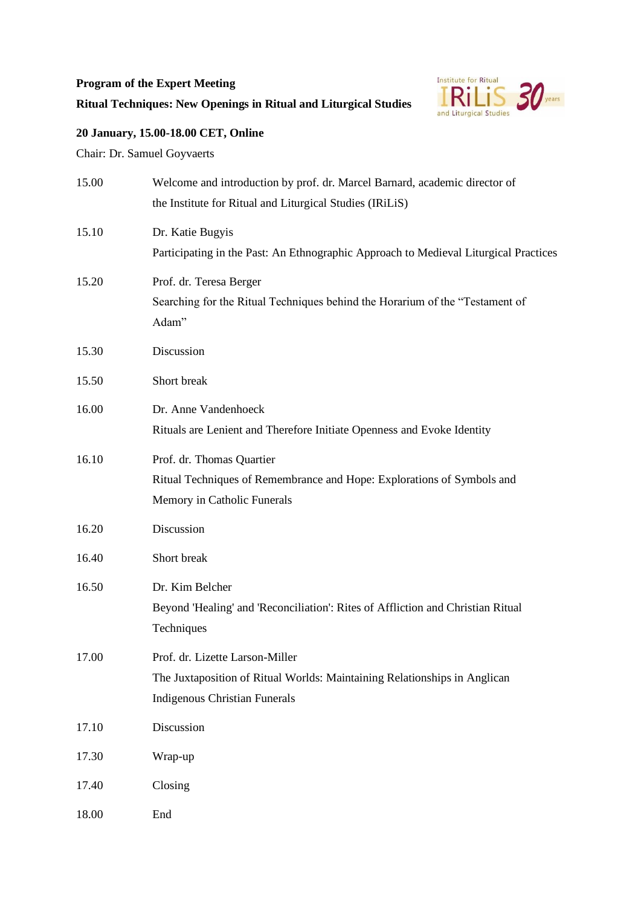**Program of the Expert Meeting**

**Ritual Techniques: New Openings in Ritual and Liturgical Studies**

**20 January, 15.00-18.00 CET, Online**

Chair: Dr. Samuel Goyvaerts

| | |
|---|---|
| 15.00 | Welcome and introduction by prof. dr. Marcel Barnard, academic director of the Institute for Ritual and Liturgical Studies (IRiLiS) |
| 15.10 | Dr. Katie Bugyis<br>Participating in the Past: An Ethnographic Approach to Medieval Liturgical Practices |
| 15.20 | Prof. dr. Teresa Berger<br>Searching for the Ritual Techniques behind the Horarium of the "Testament of Adam" |
| 15.30 | Discussion |
| 15.50 | Short break |
| 16.00 | Dr. Anne Vandenhoeck<br>Rituals are Lenient and Therefore Initiate Openness and Evoke Identity |
| 16.10 | Prof. dr. Thomas Quartier<br>Ritual Techniques of Remembrance and Hope: Explorations of Symbols and Memory in Catholic Funerals |
| 16.20 | Discussion |
| 16.40 | Short break |
| 16.50 | Dr. Kim Belcher<br>Beyond 'Healing' and 'Reconciliation': Rites of Affliction and Christian Ritual Techniques |
| 17.00 | Prof. dr. Lizette Larson-Miller<br>The Juxtaposition of Ritual Worlds: Maintaining Relationships in Anglican Indigenous Christian Funerals |
| 17.10 | Discussion |
| 17.30 | Wrap-up |
| 17.40 | Closing |
| 18.00 | End |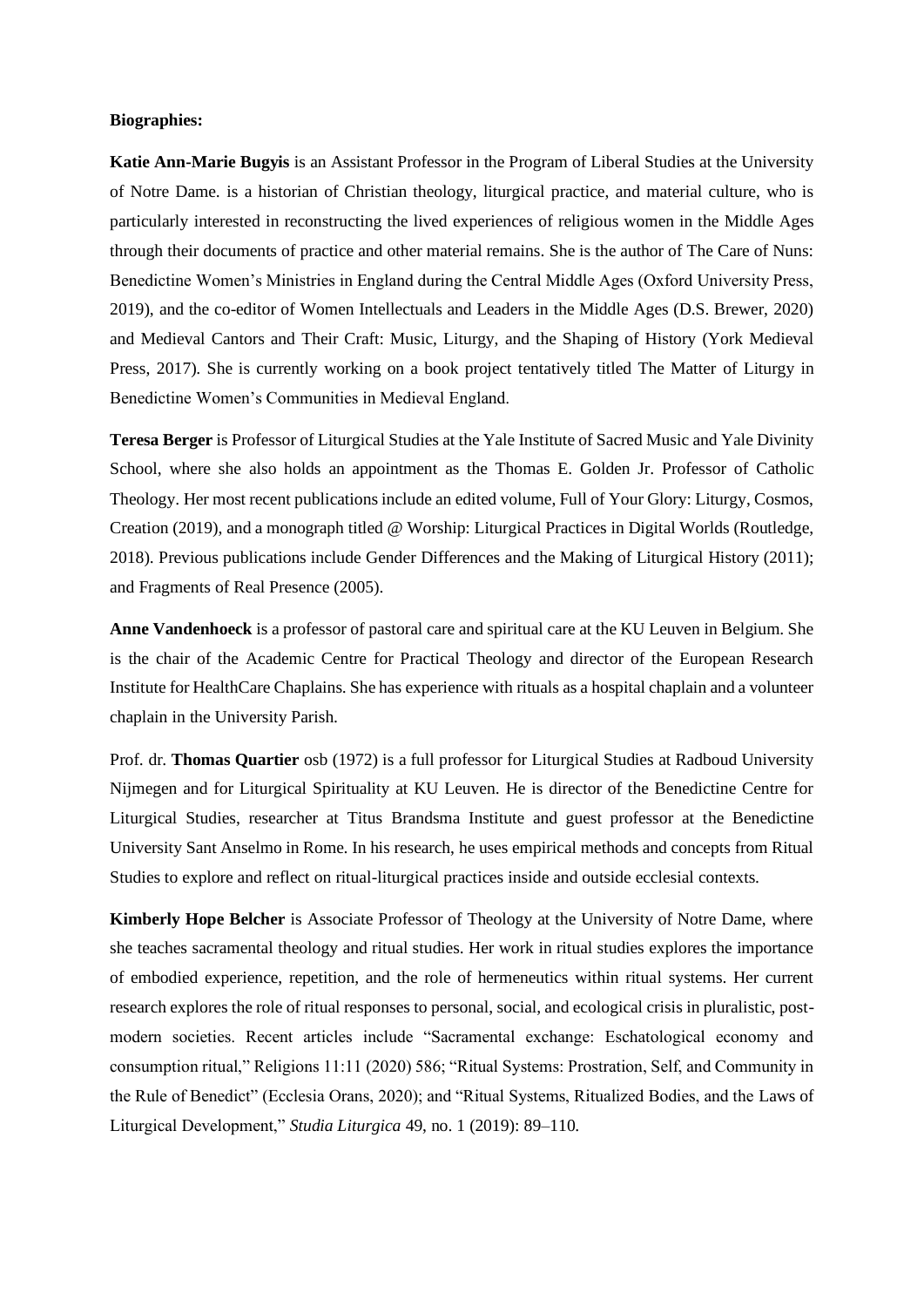**Biographies:**

**Katie Ann-Marie Bugyis** is an Assistant Professor in the Program of Liberal Studies at the University of Notre Dame. is a historian of Christian theology, liturgical practice, and material culture, who is particularly interested in reconstructing the lived experiences of religious women in the Middle Ages through their documents of practice and other material remains. She is the author of The Care of Nuns: Benedictine Women's Ministries in England during the Central Middle Ages (Oxford University Press, 2019), and the co-editor of Women Intellectuals and Leaders in the Middle Ages (D.S. Brewer, 2020) and Medieval Cantors and Their Craft: Music, Liturgy, and the Shaping of History (York Medieval Press, 2017). She is currently working on a book project tentatively titled The Matter of Liturgy in Benedictine Women's Communities in Medieval England.

**Teresa Berger** is Professor of Liturgical Studies at the Yale Institute of Sacred Music and Yale Divinity School, where she also holds an appointment as the Thomas E. Golden Jr. Professor of Catholic Theology. Her most recent publications include an edited volume, Full of Your Glory: Liturgy, Cosmos, Creation (2019), and a monograph titled @ Worship: Liturgical Practices in Digital Worlds (Routledge, 2018). Previous publications include Gender Differences and the Making of Liturgical History (2011); and Fragments of Real Presence (2005).

**Anne Vandenhoeck** is a professor of pastoral care and spiritual care at the KU Leuven in Belgium. She is the chair of the Academic Centre for Practical Theology and director of the European Research Institute for HealthCare Chaplains. She has experience with rituals as a hospital chaplain and a volunteer chaplain in the University Parish.

Prof. dr. **Thomas Quartier** osb (1972) is a full professor for Liturgical Studies at Radboud University Nijmegen and for Liturgical Spirituality at KU Leuven. He is director of the Benedictine Centre for Liturgical Studies, researcher at Titus Brandsma Institute and guest professor at the Benedictine University Sant Anselmo in Rome. In his research, he uses empirical methods and concepts from Ritual Studies to explore and reflect on ritual-liturgical practices inside and outside ecclesial contexts.

**Kimberly Hope Belcher** is Associate Professor of Theology at the University of Notre Dame, where she teaches sacramental theology and ritual studies. Her work in ritual studies explores the importance of embodied experience, repetition, and the role of hermeneutics within ritual systems. Her current research explores the role of ritual responses to personal, social, and ecological crisis in pluralistic, post-modern societies. Recent articles include "Sacramental exchange: Eschatological economy and consumption ritual," Religions 11:11 (2020) 586; "Ritual Systems: Prostration, Self, and Community in the Rule of Benedict" (Ecclesia Orans, 2020); and "Ritual Systems, Ritualized Bodies, and the Laws of Liturgical Development," *Studia Liturgica* 49, no. 1 (2019): 89–110.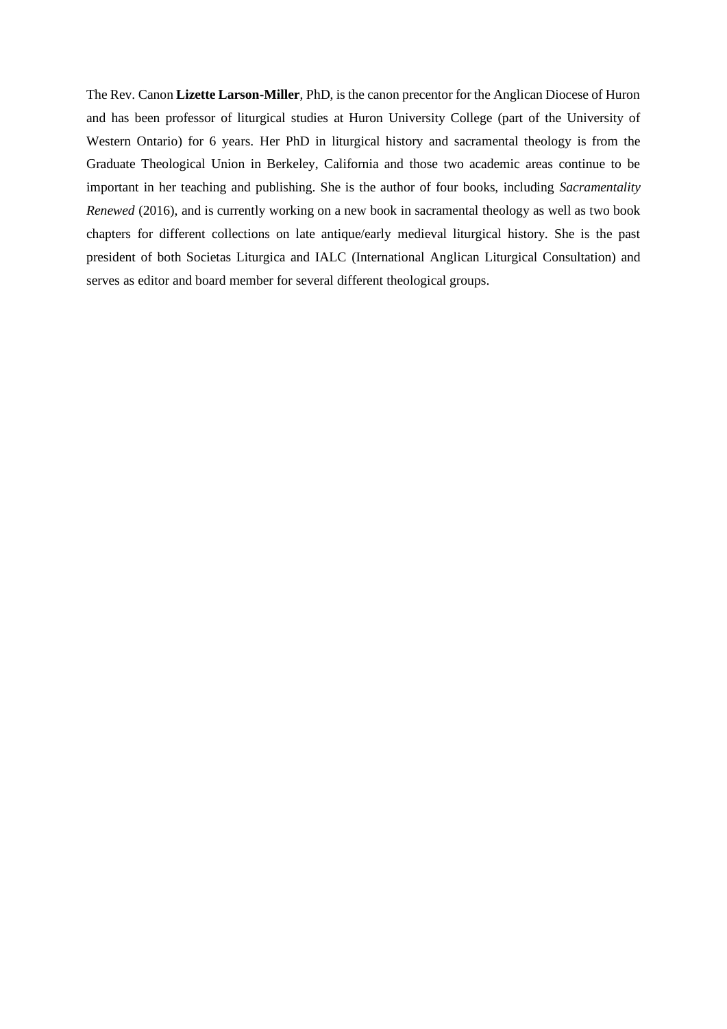The Rev. Canon **Lizette Larson-Miller**, PhD, is the canon precentor for the Anglican Diocese of Huron and has been professor of liturgical studies at Huron University College (part of the University of Western Ontario) for 6 years. Her PhD in liturgical history and sacramental theology is from the Graduate Theological Union in Berkeley, California and those two academic areas continue to be important in her teaching and publishing. She is the author of four books, including *Sacramentality Renewed* (2016), and is currently working on a new book in sacramental theology as well as two book chapters for different collections on late antique/early medieval liturgical history. She is the past president of both Societas Liturgica and IALC (International Anglican Liturgical Consultation) and serves as editor and board member for several different theological groups.